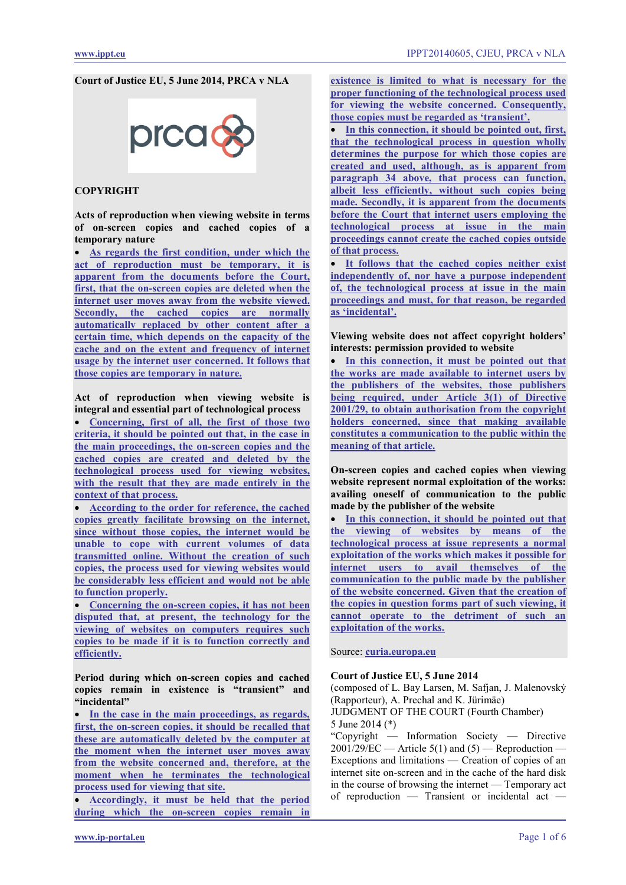**Court of Justice EU, 5 June 2014, PRCA v NLA**

**COPYRIGHT**

**Acts of reproduction when viewing website in terms of on-screen copies and cached copies of a temporary nature**

- As regards the first condition, under which the act of reproduction must be temporary, it is apparent from the documents before the Court, first, that the on-screen copies are deleted when the internet user moves away from the website viewed. Secondly, the cached copies are normally automatically replaced by other content after a certain time, which depends on the capacity of the cache and on the extent and frequency of internet usage by the internet user concerned. It follows that those copies are temporary in nature.

**Act of reproduction when viewing website is integral and essential part of technological process**

- Concerning, first of all, the first of those two criteria, it should be pointed out that, in the case in the main proceedings, the on-screen copies and the cached copies are created and deleted by the technological process used for viewing websites, with the result that they are made entirely in the context of that process.
- According to the order for reference, the cached copies greatly facilitate browsing on the internet, since without those copies, the internet would be unable to cope with current volumes of data transmitted online. Without the creation of such copies, the process used for viewing websites would be considerably less efficient and would not be able to function properly.
- Concerning the on-screen copies, it has not been disputed that, at present, the technology for the viewing of websites on computers requires such copies to be made if it is to function correctly and efficiently.

**Period during which on-screen copies and cached copies remain in existence is "transient" and "incidental"**

- In the case in the main proceedings, as regards, first, the on-screen copies, it should be recalled that these are automatically deleted by the computer at the moment when the internet user moves away from the website concerned and, therefore, at the moment when he terminates the technological process used for viewing that site.
- Accordingly, it must be held that the period during which the on-screen copies remain in existence is limited to what is necessary for the proper functioning of the technological process used for viewing the website concerned. Consequently, those copies must be regarded as 'transient'.
- In this connection, it should be pointed out, first, that the technological process in question wholly determines the purpose for which those copies are created and used, although, as is apparent from paragraph 34 above, that process can function, albeit less efficiently, without such copies being made. Secondly, it is apparent from the documents before the Court that internet users employing the technological process at issue in the main proceedings cannot create the cached copies outside of that process.
- It follows that the cached copies neither exist independently of, nor have a purpose independent of, the technological process at issue in the main proceedings and must, for that reason, be regarded as 'incidental'.

**Viewing website does not affect copyright holders' interests: permission provided to website**

- In this connection, it must be pointed out that the works are made available to internet users by the publishers of the websites, those publishers being required, under Article 3(1) of Directive 2001/29, to obtain authorisation from the copyright holders concerned, since that making available constitutes a communication to the public within the meaning of that article.

**On-screen copies and cached copies when viewing website represent normal exploitation of the works: availing oneself of communication to the public made by the publisher of the website**

- In this connection, it should be pointed out that the viewing of websites by means of the technological process at issue represents a normal exploitation of the works which makes it possible for internet users to avail themselves of the communication to the public made by the publisher of the website concerned. Given that the creation of the copies in question forms part of such viewing, it cannot operate to the detriment of such an exploitation of the works.

Source: curia.europa.eu

**Court of Justice EU, 5 June 2014**

(composed of L. Bay Larsen, M. Safjan, J. Malenovský (Rapporteur), A. Prechal and K. Jürimäe)

JUDGMENT OF THE COURT (Fourth Chamber)

5 June 2014 (*)

"Copyright — Information Society — Directive 2001/29/EC — Article 5(1) and (5) — Reproduction — Exceptions and limitations — Creation of copies of an internet site on-screen and in the cache of the hard disk in the course of browsing the internet — Temporary act of reproduction — Transient or incidental act —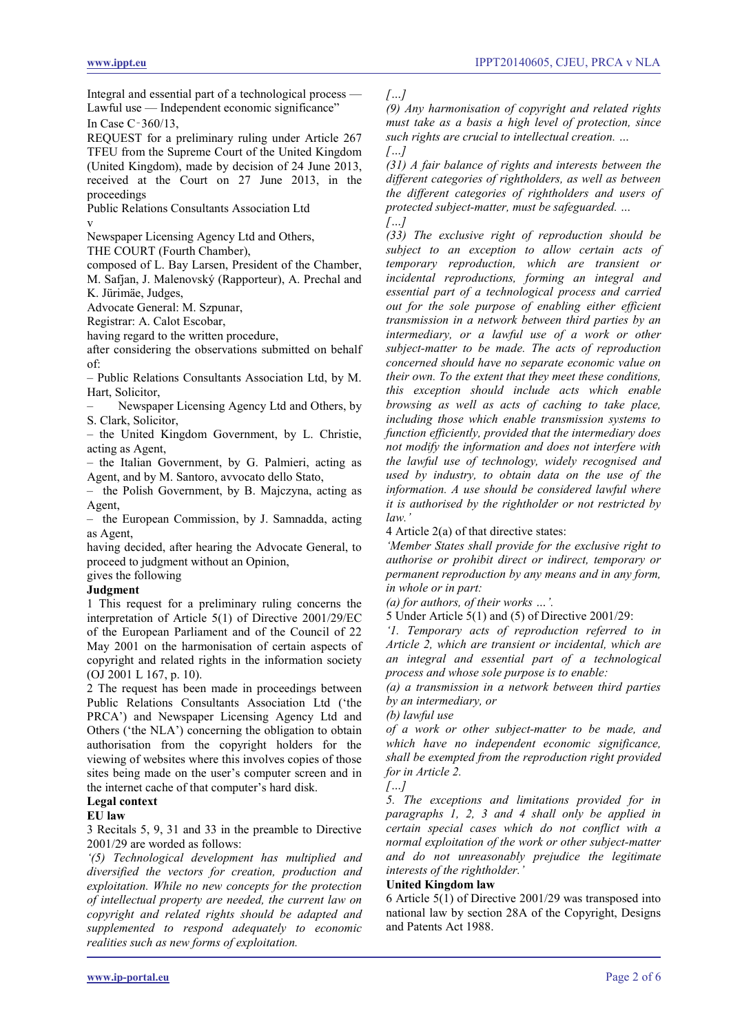Integral and essential part of a technological process — Lawful use — Independent economic significance”

In Case C‑360/13,

REQUEST for a preliminary ruling under Article 267 TFEU from the Supreme Court of the United Kingdom (United Kingdom), made by decision of 24 June 2013, received at the Court on 27 June 2013, in the proceedings

Public Relations Consultants Association Ltd

v

Newspaper Licensing Agency Ltd and Others,

THE COURT (Fourth Chamber),

composed of L. Bay Larsen, President of the Chamber, M. Safjan, J. Malenovský (Rapporteur), A. Prechal and K. Jürimäe, Judges,

Advocate General: M. Szpunar,

Registrar: A. Calot Escobar,

having regard to the written procedure,

after considering the observations submitted on behalf of:

– Public Relations Consultants Association Ltd, by M. Hart, Solicitor,

– Newspaper Licensing Agency Ltd and Others, by S. Clark, Solicitor,

– the United Kingdom Government, by L. Christie, acting as Agent,

– the Italian Government, by G. Palmieri, acting as Agent, and by M. Santoro, avvocato dello Stato,

– the Polish Government, by B. Majczyna, acting as Agent,

– the European Commission, by J. Samnadda, acting as Agent,

having decided, after hearing the Advocate General, to proceed to judgment without an Opinion,

gives the following

**Judgment**

1 This request for a preliminary ruling concerns the interpretation of Article 5(1) of Directive 2001/29/EC of the European Parliament and of the Council of 22 May 2001 on the harmonisation of certain aspects of copyright and related rights in the information society (OJ 2001 L 167, p. 10).

2 The request has been made in proceedings between Public Relations Consultants Association Ltd (‘the PRCA’) and Newspaper Licensing Agency Ltd and Others (‘the NLA’) concerning the obligation to obtain authorisation from the copyright holders for the viewing of websites where this involves copies of those sites being made on the user’s computer screen and in the internet cache of that computer’s hard disk.

**Legal context**

**EU law**

3 Recitals 5, 9, 31 and 33 in the preamble to Directive 2001/29 are worded as follows:

*‘(5) Technological development has multiplied and diversified the vectors for creation, production and exploitation. While no new concepts for the protection of intellectual property are needed, the current law on copyright and related rights should be adapted and supplemented to respond adequately to economic realities such as new forms of exploitation.*

*[…]*

*(9) Any harmonisation of copyright and related rights must take as a basis a high level of protection, since such rights are crucial to intellectual creation. …*

*[…]*

*(31) A fair balance of rights and interests between the different categories of rightholders, as well as between the different categories of rightholders and users of protected subject-matter, must be safeguarded. …*

*[…]*

*(33) The exclusive right of reproduction should be subject to an exception to allow certain acts of temporary reproduction, which are transient or incidental reproductions, forming an integral and essential part of a technological process and carried out for the sole purpose of enabling either efficient transmission in a network between third parties by an intermediary, or a lawful use of a work or other subject-matter to be made. The acts of reproduction concerned should have no separate economic value on their own. To the extent that they meet these conditions, this exception should include acts which enable browsing as well as acts of caching to take place, including those which enable transmission systems to function efficiently, provided that the intermediary does not modify the information and does not interfere with the lawful use of technology, widely recognised and used by industry, to obtain data on the use of the information. A use should be considered lawful where it is authorised by the rightholder or not restricted by law.’*

4 Article 2(a) of that directive states:

*‘Member States shall provide for the exclusive right to authorise or prohibit direct or indirect, temporary or permanent reproduction by any means and in any form, in whole or in part:*

*(a) for authors, of their works …’.*

5 Under Article 5(1) and (5) of Directive 2001/29:

*‘1. Temporary acts of reproduction referred to in Article 2, which are transient or incidental, which are an integral and essential part of a technological process and whose sole purpose is to enable:*

*(a) a transmission in a network between third parties by an intermediary, or*

*(b) lawful use*

*of a work or other subject-matter to be made, and which have no independent economic significance, shall be exempted from the reproduction right provided for in Article 2.*

*[…]*

*5. The exceptions and limitations provided for in paragraphs 1, 2, 3 and 4 shall only be applied in certain special cases which do not conflict with a normal exploitation of the work or other subject-matter and do not unreasonably prejudice the legitimate interests of the rightholder.’*

**United Kingdom law**

6 Article 5(1) of Directive 2001/29 was transposed into national law by section 28A of the Copyright, Designs and Patents Act 1988.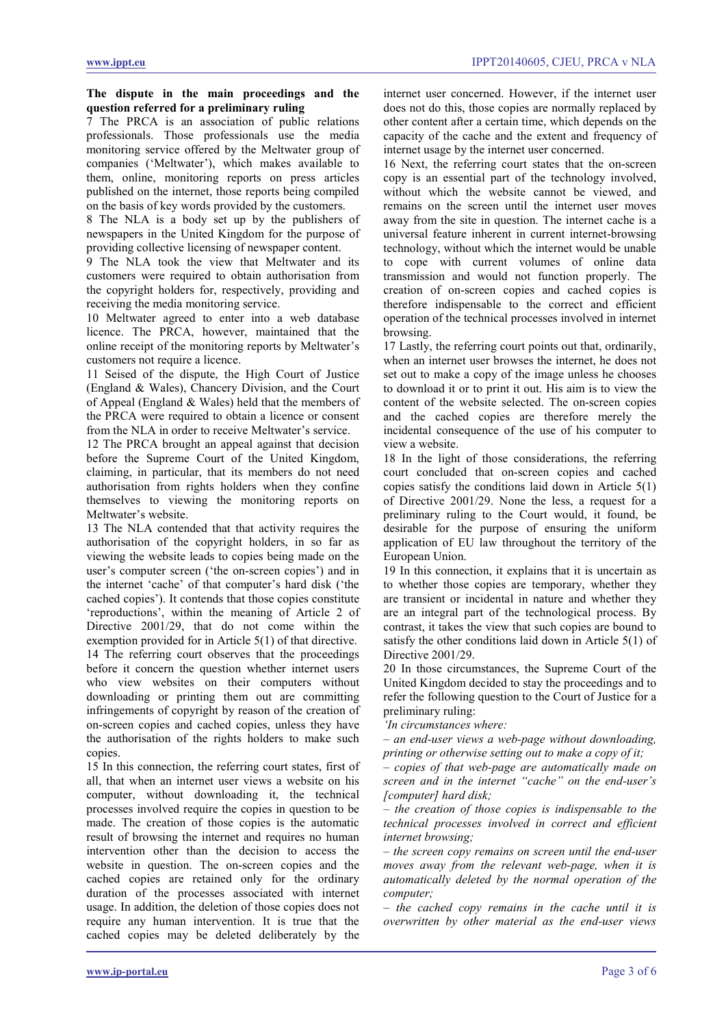**The dispute in the main proceedings and the question referred for a preliminary ruling**

7 The PRCA is an association of public relations professionals. Those professionals use the media monitoring service offered by the Meltwater group of companies ('Meltwater'), which makes available to them, online, monitoring reports on press articles published on the internet, those reports being compiled on the basis of key words provided by the customers.

8 The NLA is a body set up by the publishers of newspapers in the United Kingdom for the purpose of providing collective licensing of newspaper content.

9 The NLA took the view that Meltwater and its customers were required to obtain authorisation from the copyright holders for, respectively, providing and receiving the media monitoring service.

10 Meltwater agreed to enter into a web database licence. The PRCA, however, maintained that the online receipt of the monitoring reports by Meltwater's customers not require a licence.

11 Seised of the dispute, the High Court of Justice (England & Wales), Chancery Division, and the Court of Appeal (England & Wales) held that the members of the PRCA were required to obtain a licence or consent from the NLA in order to receive Meltwater's service.

12 The PRCA brought an appeal against that decision before the Supreme Court of the United Kingdom, claiming, in particular, that its members do not need authorisation from rights holders when they confine themselves to viewing the monitoring reports on Meltwater's website.

13 The NLA contended that that activity requires the authorisation of the copyright holders, in so far as viewing the website leads to copies being made on the user's computer screen ('the on-screen copies') and in the internet 'cache' of that computer's hard disk ('the cached copies'). It contends that those copies constitute 'reproductions', within the meaning of Article 2 of Directive 2001/29, that do not come within the exemption provided for in Article 5(1) of that directive.

14 The referring court observes that the proceedings before it concern the question whether internet users who view websites on their computers without downloading or printing them out are committing infringements of copyright by reason of the creation of on-screen copies and cached copies, unless they have the authorisation of the rights holders to make such copies.

15 In this connection, the referring court states, first of all, that when an internet user views a website on his computer, without downloading it, the technical processes involved require the copies in question to be made. The creation of those copies is the automatic result of browsing the internet and requires no human intervention other than the decision to access the website in question. The on-screen copies and the cached copies are retained only for the ordinary duration of the processes associated with internet usage. In addition, the deletion of those copies does not require any human intervention. It is true that the cached copies may be deleted deliberately by the internet user concerned. However, if the internet user does not do this, those copies are normally replaced by other content after a certain time, which depends on the capacity of the cache and the extent and frequency of internet usage by the internet user concerned.

16 Next, the referring court states that the on-screen copy is an essential part of the technology involved, without which the website cannot be viewed, and remains on the screen until the internet user moves away from the site in question. The internet cache is a universal feature inherent in current internet-browsing technology, without which the internet would be unable to cope with current volumes of online data transmission and would not function properly. The creation of on-screen copies and cached copies is therefore indispensable to the correct and efficient operation of the technical processes involved in internet browsing.

17 Lastly, the referring court points out that, ordinarily, when an internet user browses the internet, he does not set out to make a copy of the image unless he chooses to download it or to print it out. His aim is to view the content of the website selected. The on-screen copies and the cached copies are therefore merely the incidental consequence of the use of his computer to view a website.

18 In the light of those considerations, the referring court concluded that on-screen copies and cached copies satisfy the conditions laid down in Article 5(1) of Directive 2001/29. None the less, a request for a preliminary ruling to the Court would, it found, be desirable for the purpose of ensuring the uniform application of EU law throughout the territory of the European Union.

19 In this connection, it explains that it is uncertain as to whether those copies are temporary, whether they are transient or incidental in nature and whether they are an integral part of the technological process. By contrast, it takes the view that such copies are bound to satisfy the other conditions laid down in Article 5(1) of Directive 2001/29.

20 In those circumstances, the Supreme Court of the United Kingdom decided to stay the proceedings and to refer the following question to the Court of Justice for a preliminary ruling:

*'In circumstances where:*

*– an end-user views a web-page without downloading, printing or otherwise setting out to make a copy of it;*

*– copies of that web-page are automatically made on screen and in the internet "cache" on the end-user's [computer] hard disk;*

*– the creation of those copies is indispensable to the technical processes involved in correct and efficient internet browsing;*

*– the screen copy remains on screen until the end-user moves away from the relevant web-page, when it is automatically deleted by the normal operation of the computer;*

*– the cached copy remains in the cache until it is overwritten by other material as the end-user views*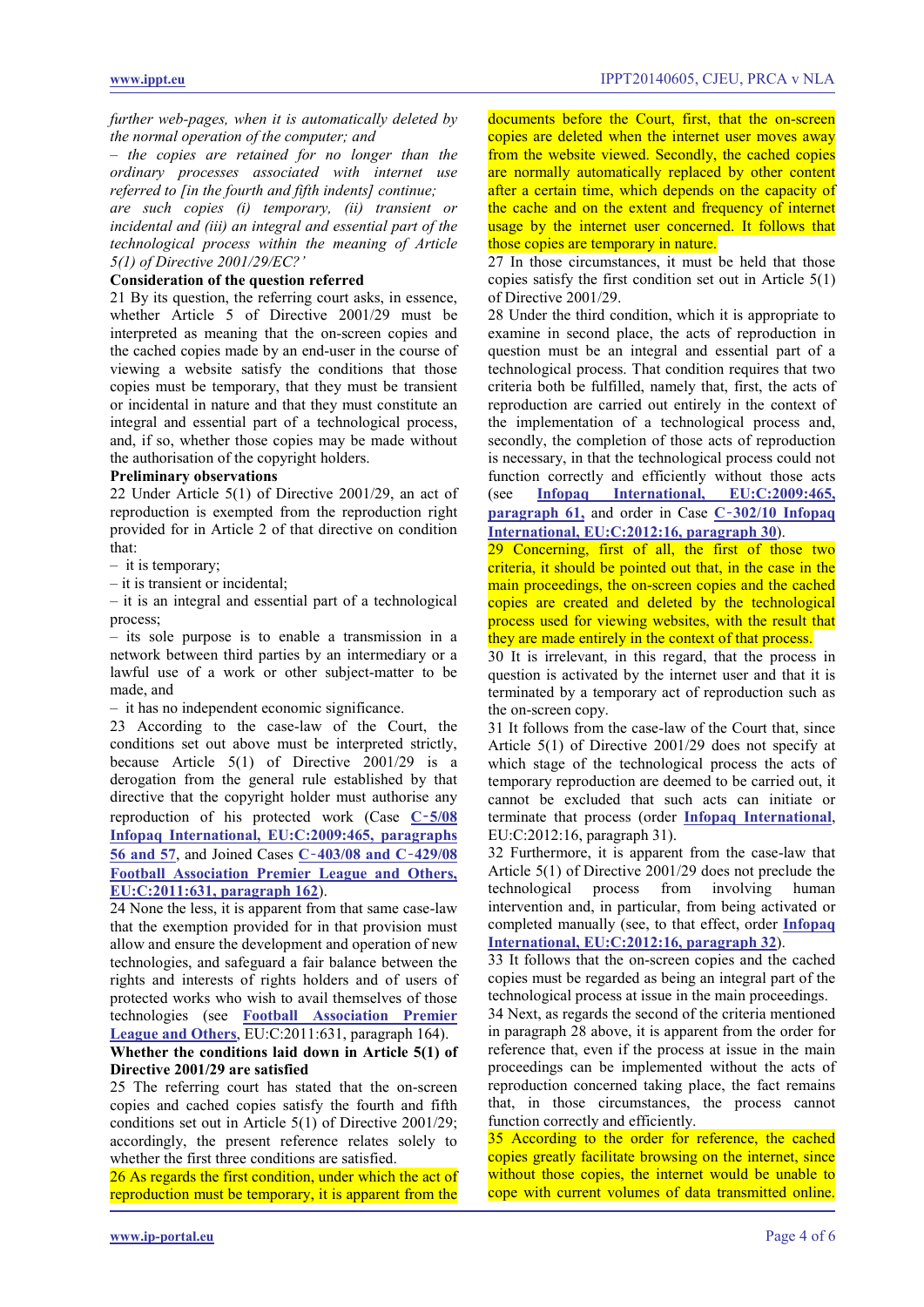*further web-pages, when it is automatically deleted by the normal operation of the computer; and*

*– the copies are retained for no longer than the ordinary processes associated with internet use referred to [in the fourth and fifth indents] continue;*

*are such copies (i) temporary, (ii) transient or incidental and (iii) an integral and essential part of the technological process within the meaning of Article 5(1) of Directive 2001/29/EC?'*

**Consideration of the question referred**

21 By its question, the referring court asks, in essence, whether Article 5 of Directive 2001/29 must be interpreted as meaning that the on-screen copies and the cached copies made by an end-user in the course of viewing a website satisfy the conditions that those copies must be temporary, that they must be transient or incidental in nature and that they must constitute an integral and essential part of a technological process, and, if so, whether those copies may be made without the authorisation of the copyright holders.

**Preliminary observations**

22 Under Article 5(1) of Directive 2001/29, an act of reproduction is exempted from the reproduction right provided for in Article 2 of that directive on condition that:

– it is temporary;

– it is transient or incidental;

– it is an integral and essential part of a technological process;

– its sole purpose is to enable a transmission in a network between third parties by an intermediary or a lawful use of a work or other subject-matter to be made, and

– it has no independent economic significance.

23 According to the case-law of the Court, the conditions set out above must be interpreted strictly, because Article 5(1) of Directive 2001/29 is a derogation from the general rule established by that directive that the copyright holder must authorise any reproduction of his protected work (Case **C‑5/08 Infopaq International, EU:C:2009:465, paragraphs 56 and 57**, and Joined Cases **C‑403/08 and C‑429/08 Football Association Premier League and Others, EU:C:2011:631, paragraph 162**).

24 None the less, it is apparent from that same case-law that the exemption provided for in that provision must allow and ensure the development and operation of new technologies, and safeguard a fair balance between the rights and interests of rights holders and of users of protected works who wish to avail themselves of those technologies (see **Football Association Premier League and Others**, EU:C:2011:631, paragraph 164).

**Whether the conditions laid down in Article 5(1) of Directive 2001/29 are satisfied**

25 The referring court has stated that the on-screen copies and cached copies satisfy the fourth and fifth conditions set out in Article 5(1) of Directive 2001/29; accordingly, the present reference relates solely to whether the first three conditions are satisfied.

26 As regards the first condition, under which the act of reproduction must be temporary, it is apparent from the documents before the Court, first, that the on-screen copies are deleted when the internet user moves away from the website viewed. Secondly, the cached copies are normally automatically replaced by other content after a certain time, which depends on the capacity of the cache and on the extent and frequency of internet usage by the internet user concerned. It follows that those copies are temporary in nature.

27 In those circumstances, it must be held that those copies satisfy the first condition set out in Article 5(1) of Directive 2001/29.

28 Under the third condition, which it is appropriate to examine in second place, the acts of reproduction in question must be an integral and essential part of a technological process. That condition requires that two criteria both be fulfilled, namely that, first, the acts of reproduction are carried out entirely in the context of the implementation of a technological process and, secondly, the completion of those acts of reproduction is necessary, in that the technological process could not function correctly and efficiently without those acts (see **Infopaq International, EU:C:2009:465, paragraph 61,** and order in Case **C‑302/10 Infopaq International, EU:C:2012:16, paragraph 30**).

29 Concerning, first of all, the first of those two criteria, it should be pointed out that, in the case in the main proceedings, the on-screen copies and the cached copies are created and deleted by the technological process used for viewing websites, with the result that they are made entirely in the context of that process.

30 It is irrelevant, in this regard, that the process in question is activated by the internet user and that it is terminated by a temporary act of reproduction such as the on-screen copy.

31 It follows from the case-law of the Court that, since Article 5(1) of Directive 2001/29 does not specify at which stage of the technological process the acts of temporary reproduction are deemed to be carried out, it cannot be excluded that such acts can initiate or terminate that process (order **Infopaq International**, EU:C:2012:16, paragraph 31).

32 Furthermore, it is apparent from the case-law that Article 5(1) of Directive 2001/29 does not preclude the technological process from involving human intervention and, in particular, from being activated or completed manually (see, to that effect, order **Infopaq International, EU:C:2012:16, paragraph 32**).

33 It follows that the on-screen copies and the cached copies must be regarded as being an integral part of the technological process at issue in the main proceedings.

34 Next, as regards the second of the criteria mentioned in paragraph 28 above, it is apparent from the order for reference that, even if the process at issue in the main proceedings can be implemented without the acts of reproduction concerned taking place, the fact remains that, in those circumstances, the process cannot function correctly and efficiently.

35 According to the order for reference, the cached copies greatly facilitate browsing on the internet, since without those copies, the internet would be unable to cope with current volumes of data transmitted online.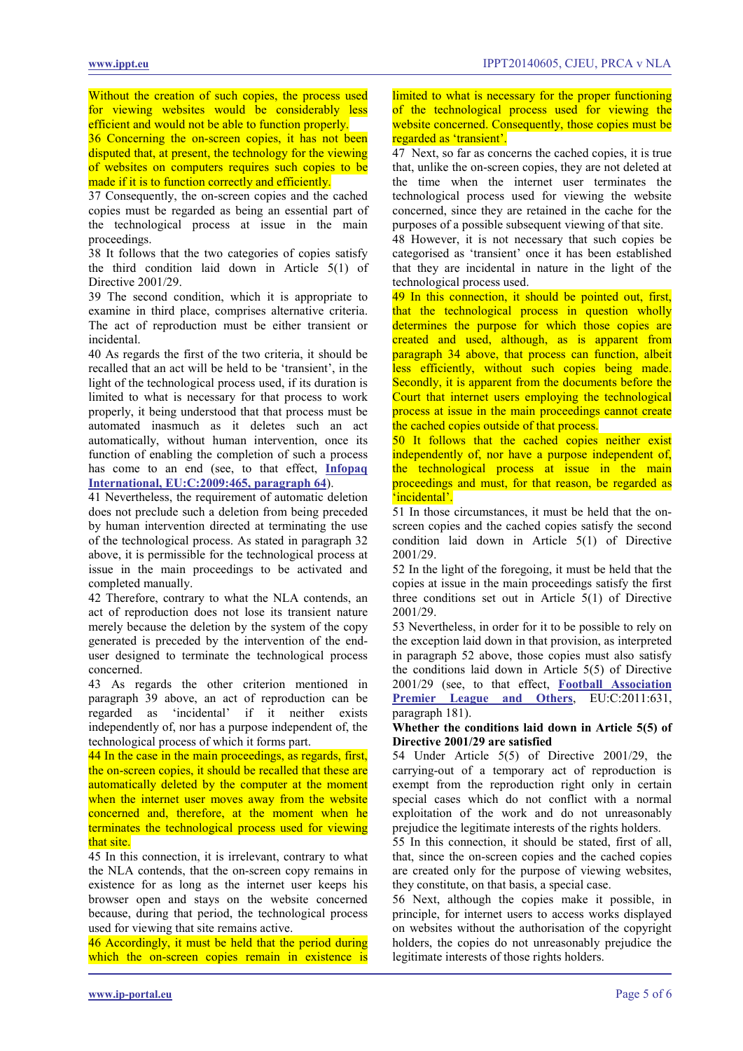Without the creation of such copies, the process used for viewing websites would be considerably less efficient and would not be able to function properly.

36 Concerning the on-screen copies, it has not been disputed that, at present, the technology for the viewing of websites on computers requires such copies to be made if it is to function correctly and efficiently.

37 Consequently, the on-screen copies and the cached copies must be regarded as being an essential part of the technological process at issue in the main proceedings.

38 It follows that the two categories of copies satisfy the third condition laid down in Article 5(1) of Directive 2001/29.

39 The second condition, which it is appropriate to examine in third place, comprises alternative criteria. The act of reproduction must be either transient or incidental.

40 As regards the first of the two criteria, it should be recalled that an act will be held to be 'transient', in the light of the technological process used, if its duration is limited to what is necessary for that process to work properly, it being understood that that process must be automated inasmuch as it deletes such an act automatically, without human intervention, once its function of enabling the completion of such a process has come to an end (see, to that effect, **Infopaq International, EU:C:2009:465, paragraph 64**).

41 Nevertheless, the requirement of automatic deletion does not preclude such a deletion from being preceded by human intervention directed at terminating the use of the technological process. As stated in paragraph 32 above, it is permissible for the technological process at issue in the main proceedings to be activated and completed manually.

42 Therefore, contrary to what the NLA contends, an act of reproduction does not lose its transient nature merely because the deletion by the system of the copy generated is preceded by the intervention of the end-user designed to terminate the technological process concerned.

43 As regards the other criterion mentioned in paragraph 39 above, an act of reproduction can be regarded as 'incidental' if it neither exists independently of, nor has a purpose independent of, the technological process of which it forms part.

44 In the case in the main proceedings, as regards, first, the on-screen copies, it should be recalled that these are automatically deleted by the computer at the moment when the internet user moves away from the website concerned and, therefore, at the moment when he terminates the technological process used for viewing that site.

45 In this connection, it is irrelevant, contrary to what the NLA contends, that the on-screen copy remains in existence for as long as the internet user keeps his browser open and stays on the website concerned because, during that period, the technological process used for viewing that site remains active.

46 Accordingly, it must be held that the period during which the on-screen copies remain in existence is limited to what is necessary for the proper functioning of the technological process used for viewing the website concerned. Consequently, those copies must be regarded as 'transient'.

47 Next, so far as concerns the cached copies, it is true that, unlike the on-screen copies, they are not deleted at the time when the internet user terminates the technological process used for viewing the website concerned, since they are retained in the cache for the purposes of a possible subsequent viewing of that site.

48 However, it is not necessary that such copies be categorised as 'transient' once it has been established that they are incidental in nature in the light of the technological process used.

49 In this connection, it should be pointed out, first, that the technological process in question wholly determines the purpose for which those copies are created and used, although, as is apparent from paragraph 34 above, that process can function, albeit less efficiently, without such copies being made. Secondly, it is apparent from the documents before the Court that internet users employing the technological process at issue in the main proceedings cannot create the cached copies outside of that process.

50 It follows that the cached copies neither exist independently of, nor have a purpose independent of, the technological process at issue in the main proceedings and must, for that reason, be regarded as 'incidental'.

51 In those circumstances, it must be held that the on-screen copies and the cached copies satisfy the second condition laid down in Article 5(1) of Directive 2001/29.

52 In the light of the foregoing, it must be held that the copies at issue in the main proceedings satisfy the first three conditions set out in Article 5(1) of Directive 2001/29.

53 Nevertheless, in order for it to be possible to rely on the exception laid down in that provision, as interpreted in paragraph 52 above, those copies must also satisfy the conditions laid down in Article 5(5) of Directive 2001/29 (see, to that effect, **Football Association Premier League and Others**, EU:C:2011:631, paragraph 181).

**Whether the conditions laid down in Article 5(5) of Directive 2001/29 are satisfied**

54 Under Article 5(5) of Directive 2001/29, the carrying-out of a temporary act of reproduction is exempt from the reproduction right only in certain special cases which do not conflict with a normal exploitation of the work and do not unreasonably prejudice the legitimate interests of the rights holders.

55 In this connection, it should be stated, first of all, that, since the on-screen copies and the cached copies are created only for the purpose of viewing websites, they constitute, on that basis, a special case.

56 Next, although the copies make it possible, in principle, for internet users to access works displayed on websites without the authorisation of the copyright holders, the copies do not unreasonably prejudice the legitimate interests of those rights holders.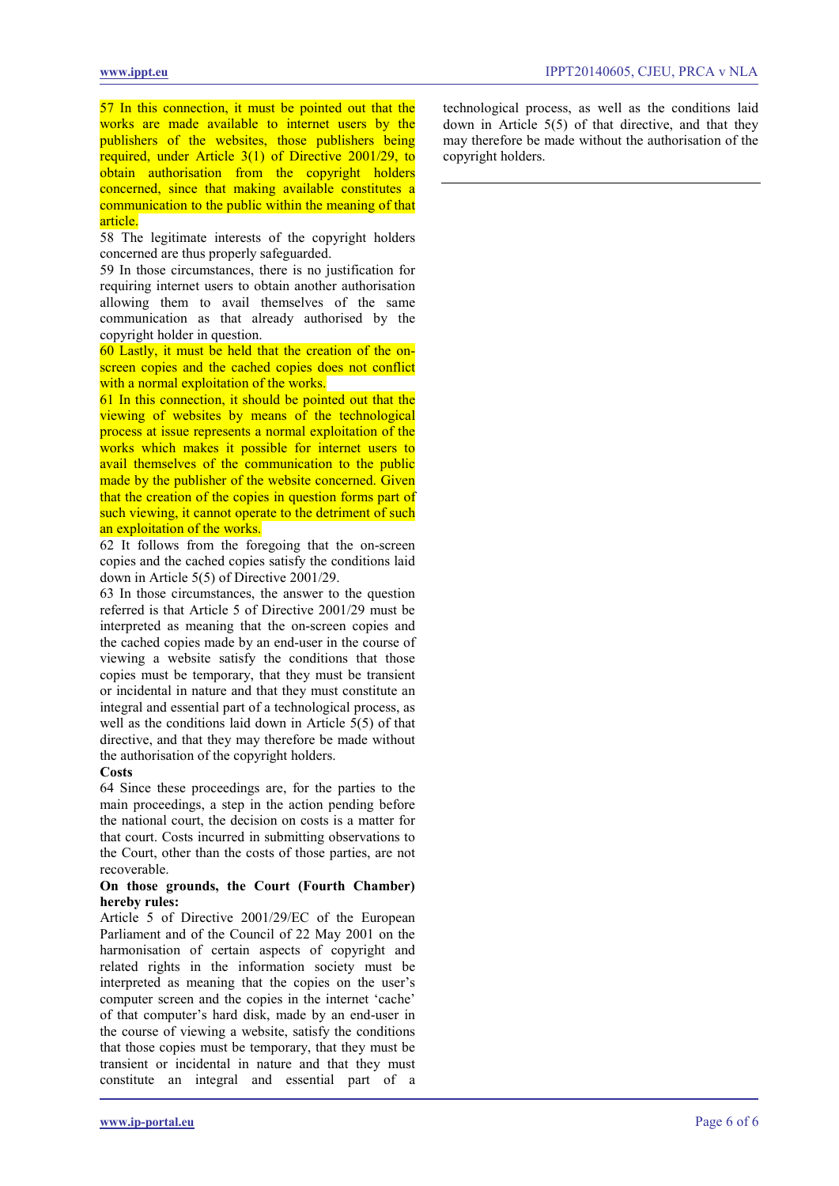57 In this connection, it must be pointed out that the works are made available to internet users by the publishers of the websites, those publishers being required, under Article 3(1) of Directive 2001/29, to obtain authorisation from the copyright holders concerned, since that making available constitutes a communication to the public within the meaning of that article.

58 The legitimate interests of the copyright holders concerned are thus properly safeguarded.

59 In those circumstances, there is no justification for requiring internet users to obtain another authorisation allowing them to avail themselves of the same communication as that already authorised by the copyright holder in question.

60 Lastly, it must be held that the creation of the on-screen copies and the cached copies does not conflict with a normal exploitation of the works.

61 In this connection, it should be pointed out that the viewing of websites by means of the technological process at issue represents a normal exploitation of the works which makes it possible for internet users to avail themselves of the communication to the public made by the publisher of the website concerned. Given that the creation of the copies in question forms part of such viewing, it cannot operate to the detriment of such an exploitation of the works.

62 It follows from the foregoing that the on-screen copies and the cached copies satisfy the conditions laid down in Article 5(5) of Directive 2001/29.

63 In those circumstances, the answer to the question referred is that Article 5 of Directive 2001/29 must be interpreted as meaning that the on-screen copies and the cached copies made by an end-user in the course of viewing a website satisfy the conditions that those copies must be temporary, that they must be transient or incidental in nature and that they must constitute an integral and essential part of a technological process, as well as the conditions laid down in Article 5(5) of that directive, and that they may therefore be made without the authorisation of the copyright holders.

**Costs**

64 Since these proceedings are, for the parties to the main proceedings, a step in the action pending before the national court, the decision on costs is a matter for that court. Costs incurred in submitting observations to the Court, other than the costs of those parties, are not recoverable.

**On those grounds, the Court (Fourth Chamber) hereby rules:**

Article 5 of Directive 2001/29/EC of the European Parliament and of the Council of 22 May 2001 on the harmonisation of certain aspects of copyright and related rights in the information society must be interpreted as meaning that the copies on the user's computer screen and the copies in the internet 'cache' of that computer's hard disk, made by an end-user in the course of viewing a website, satisfy the conditions that those copies must be temporary, that they must be transient or incidental in nature and that they must constitute an integral and essential part of a technological process, as well as the conditions laid down in Article 5(5) of that directive, and that they may therefore be made without the authorisation of the copyright holders.